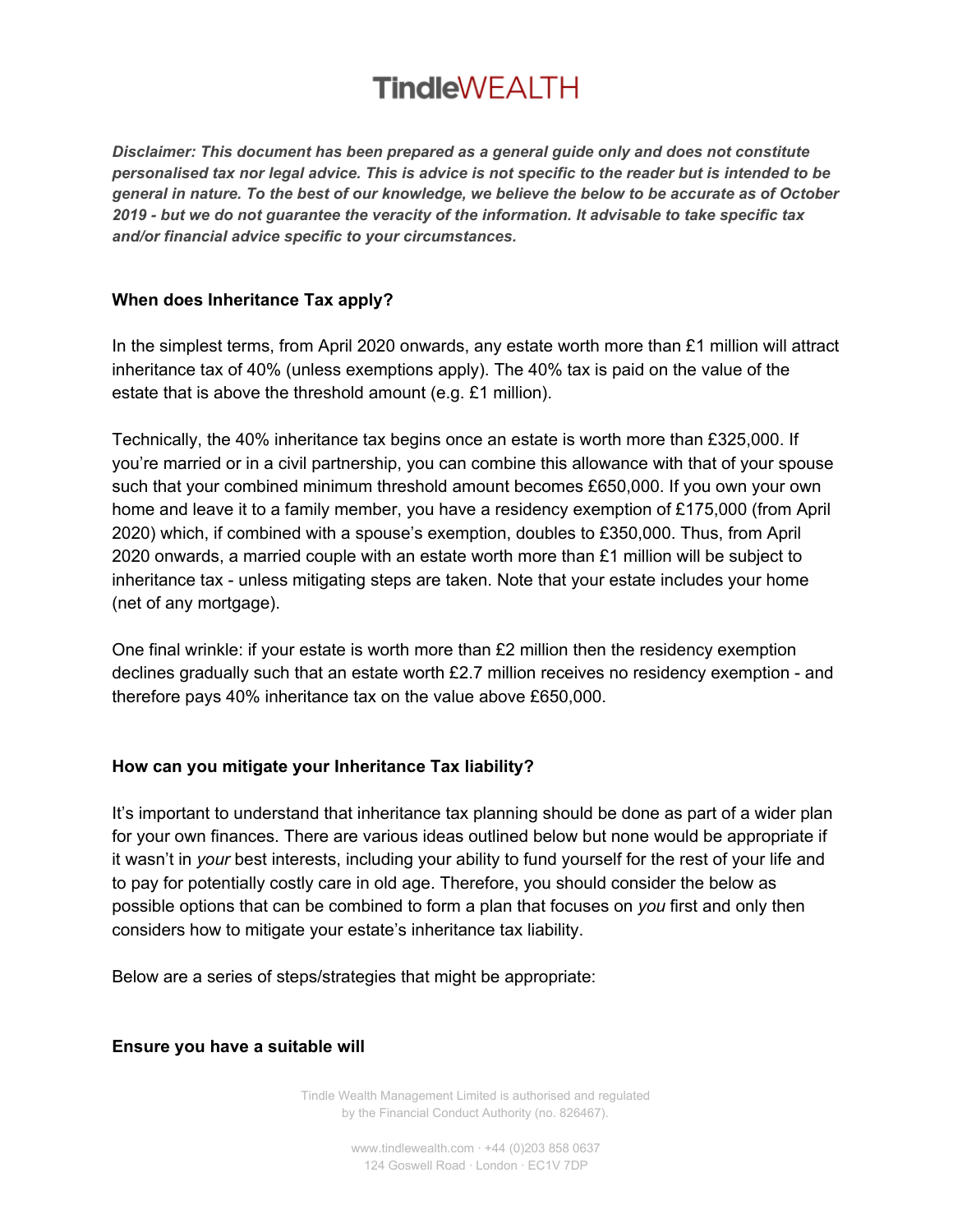# TindleWEALTH

***Disclaimer: This document has been prepared as a general guide only and does not constitute personalised tax nor legal advice. This is advice is not specific to the reader but is intended to be general in nature. To the best of our knowledge, we believe the below to be accurate as of October 2019 - but we do not guarantee the veracity of the information. It advisable to take specific tax and/or financial advice specific to your circumstances.***

**When does Inheritance Tax apply?**

In the simplest terms, from April 2020 onwards, any estate worth more than £1 million will attract inheritance tax of 40% (unless exemptions apply). The 40% tax is paid on the value of the estate that is above the threshold amount (e.g. £1 million).

Technically, the 40% inheritance tax begins once an estate is worth more than £325,000. If you're married or in a civil partnership, you can combine this allowance with that of your spouse such that your combined minimum threshold amount becomes £650,000. If you own your own home and leave it to a family member, you have a residency exemption of £175,000 (from April 2020) which, if combined with a spouse's exemption, doubles to £350,000. Thus, from April 2020 onwards, a married couple with an estate worth more than £1 million will be subject to inheritance tax - unless mitigating steps are taken. Note that your estate includes your home (net of any mortgage).

One final wrinkle: if your estate is worth more than £2 million then the residency exemption declines gradually such that an estate worth £2.7 million receives no residency exemption - and therefore pays 40% inheritance tax on the value above £650,000.

**How can you mitigate your Inheritance Tax liability?**

It's important to understand that inheritance tax planning should be done as part of a wider plan for your own finances. There are various ideas outlined below but none would be appropriate if it wasn't in *your* best interests, including your ability to fund yourself for the rest of your life and to pay for potentially costly care in old age. Therefore, you should consider the below as possible options that can be combined to form a plan that focuses on *you* first and only then considers how to mitigate your estate's inheritance tax liability.

Below are a series of steps/strategies that might be appropriate:

**Ensure you have a suitable will**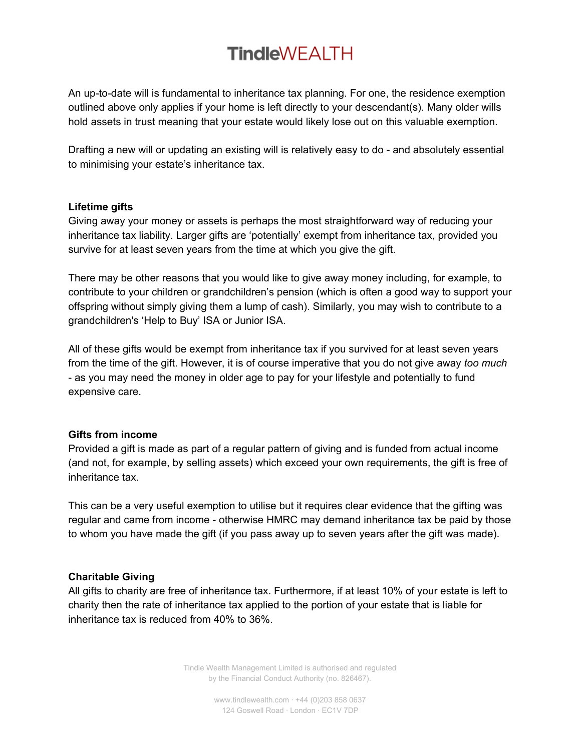An up-to-date will is fundamental to inheritance tax planning. For one, the residence exemption outlined above only applies if your home is left directly to your descendant(s). Many older wills hold assets in trust meaning that your estate would likely lose out on this valuable exemption.

Drafting a new will or updating an existing will is relatively easy to do - and absolutely essential to minimising your estate's inheritance tax.

**Lifetime gifts**

Giving away your money or assets is perhaps the most straightforward way of reducing your inheritance tax liability. Larger gifts are 'potentially' exempt from inheritance tax, provided you survive for at least seven years from the time at which you give the gift.

There may be other reasons that you would like to give away money including, for example, to contribute to your children or grandchildren's pension (which is often a good way to support your offspring without simply giving them a lump of cash). Similarly, you may wish to contribute to a grandchildren's 'Help to Buy' ISA or Junior ISA.

All of these gifts would be exempt from inheritance tax if you survived for at least seven years from the time of the gift. However, it is of course imperative that you do not give away *too much* - as you may need the money in older age to pay for your lifestyle and potentially to fund expensive care.

**Gifts from income**

Provided a gift is made as part of a regular pattern of giving and is funded from actual income (and not, for example, by selling assets) which exceed your own requirements, the gift is free of inheritance tax.

This can be a very useful exemption to utilise but it requires clear evidence that the gifting was regular and came from income - otherwise HMRC may demand inheritance tax be paid by those to whom you have made the gift (if you pass away up to seven years after the gift was made).

**Charitable Giving**

All gifts to charity are free of inheritance tax. Furthermore, if at least 10% of your estate is left to charity then the rate of inheritance tax applied to the portion of your estate that is liable for inheritance tax is reduced from 40% to 36%.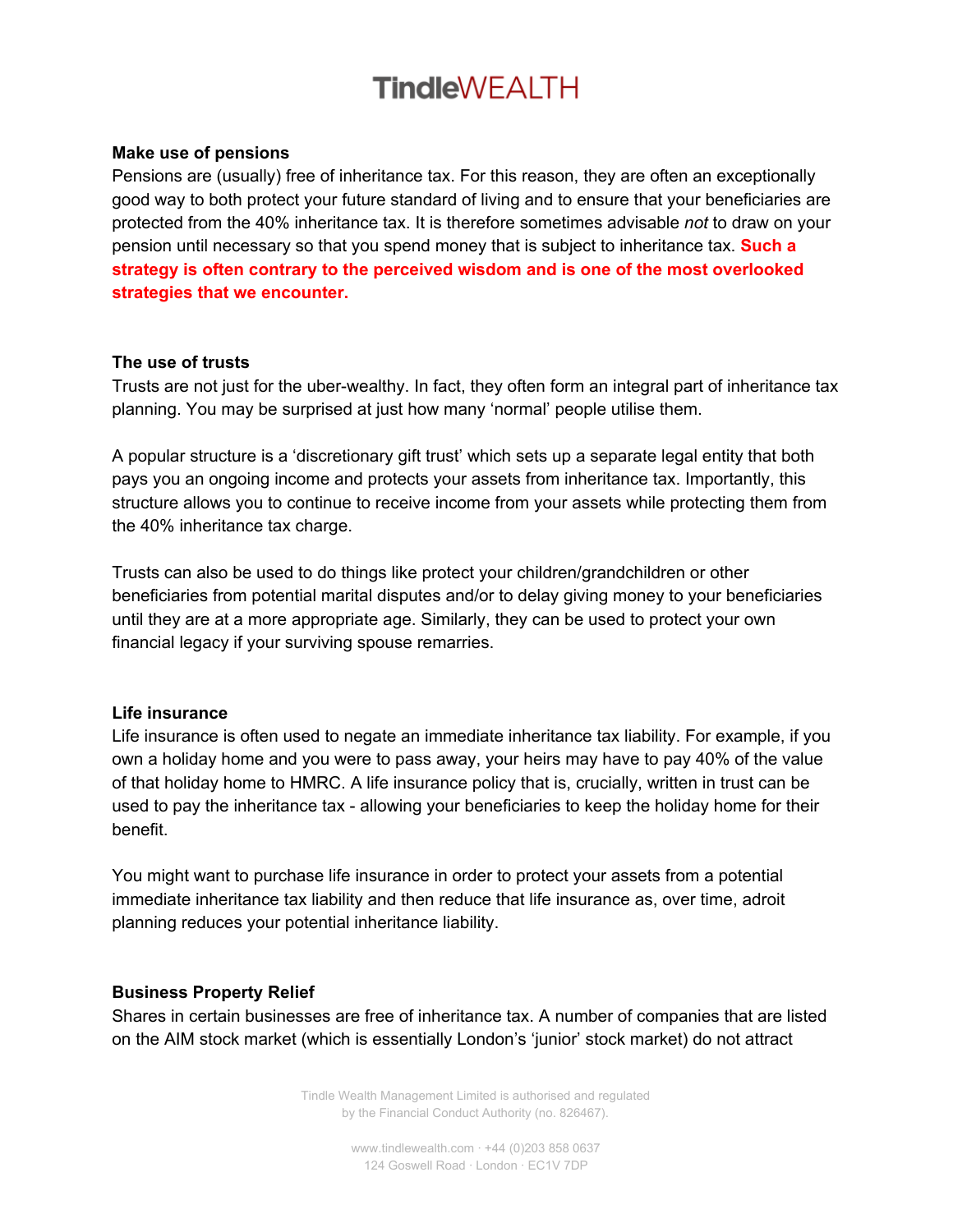### Make use of pensions

Pensions are (usually) free of inheritance tax. For this reason, they are often an exceptionally good way to both protect your future standard of living and to ensure that your beneficiaries are protected from the 40% inheritance tax. It is therefore sometimes advisable *not* to draw on your pension until necessary so that you spend money that is subject to inheritance tax. **Such a strategy is often contrary to the perceived wisdom and is one of the most overlooked strategies that we encounter.**

### The use of trusts

Trusts are not just for the uber-wealthy. In fact, they often form an integral part of inheritance tax planning. You may be surprised at just how many 'normal' people utilise them.

A popular structure is a 'discretionary gift trust' which sets up a separate legal entity that both pays you an ongoing income and protects your assets from inheritance tax. Importantly, this structure allows you to continue to receive income from your assets while protecting them from the 40% inheritance tax charge.

Trusts can also be used to do things like protect your children/grandchildren or other beneficiaries from potential marital disputes and/or to delay giving money to your beneficiaries until they are at a more appropriate age. Similarly, they can be used to protect your own financial legacy if your surviving spouse remarries.

### Life insurance

Life insurance is often used to negate an immediate inheritance tax liability. For example, if you own a holiday home and you were to pass away, your heirs may have to pay 40% of the value of that holiday home to HMRC. A life insurance policy that is, crucially, written in trust can be used to pay the inheritance tax - allowing your beneficiaries to keep the holiday home for their benefit.

You might want to purchase life insurance in order to protect your assets from a potential immediate inheritance tax liability and then reduce that life insurance as, over time, adroit planning reduces your potential inheritance liability.

### Business Property Relief

Shares in certain businesses are free of inheritance tax. A number of companies that are listed on the AIM stock market (which is essentially London's 'junior' stock market) do not attract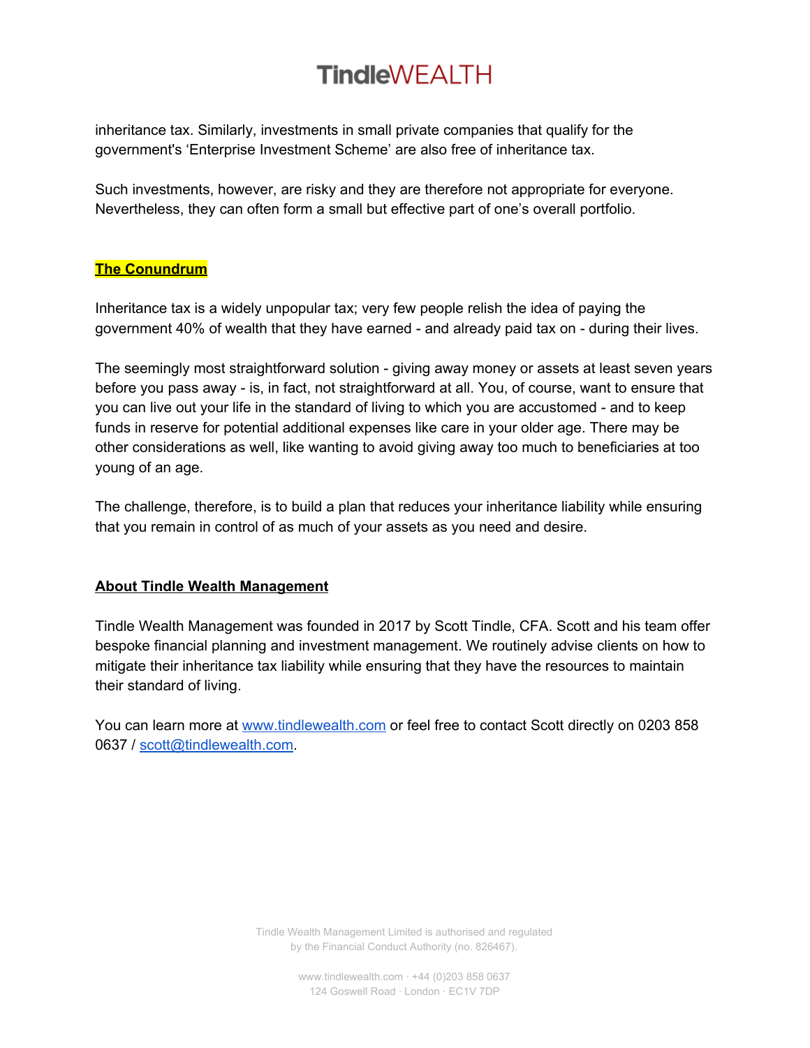inheritance tax. Similarly, investments in small private companies that qualify for the government's 'Enterprise Investment Scheme' are also free of inheritance tax.

Such investments, however, are risky and they are therefore not appropriate for everyone. Nevertheless, they can often form a small but effective part of one's overall portfolio.

## The Conundrum

Inheritance tax is a widely unpopular tax; very few people relish the idea of paying the government 40% of wealth that they have earned - and already paid tax on - during their lives.

The seemingly most straightforward solution - giving away money or assets at least seven years before you pass away - is, in fact, not straightforward at all. You, of course, want to ensure that you can live out your life in the standard of living to which you are accustomed - and to keep funds in reserve for potential additional expenses like care in your older age. There may be other considerations as well, like wanting to avoid giving away too much to beneficiaries at too young of an age.

The challenge, therefore, is to build a plan that reduces your inheritance liability while ensuring that you remain in control of as much of your assets as you need and desire.

## About Tindle Wealth Management

Tindle Wealth Management was founded in 2017 by Scott Tindle, CFA. Scott and his team offer bespoke financial planning and investment management. We routinely advise clients on how to mitigate their inheritance tax liability while ensuring that they have the resources to maintain their standard of living.

You can learn more at [www.tindlewealth.com](http://www.tindlewealth.com) or feel free to contact Scott directly on 0203 858 0637 / [scott@tindlewealth.com](mailto:scott@tindlewealth.com).

Tindle Wealth Management Limited is authorised and regulated by the Financial Conduct Authority (no. 826467).

www.tindlewealth.com · +44 (0)203 858 0637
124 Goswell Road · London · EC1V 7DP